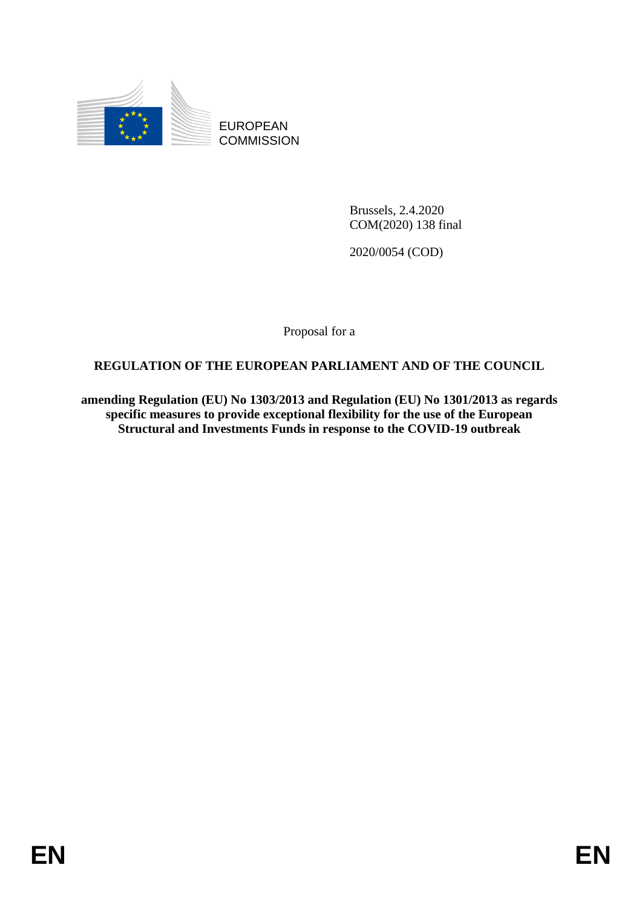EUROPEAN COMMISSION

Brussels, 2.4.2020
COM(2020) 138 final

2020/0054 (COD)

Proposal for a

**REGULATION OF THE EUROPEAN PARLIAMENT AND OF THE COUNCIL**

**amending Regulation (EU) No 1303/2013 and Regulation (EU) No 1301/2013 as regards specific measures to provide exceptional flexibility for the use of the European Structural and Investments Funds in response to the COVID-19 outbreak**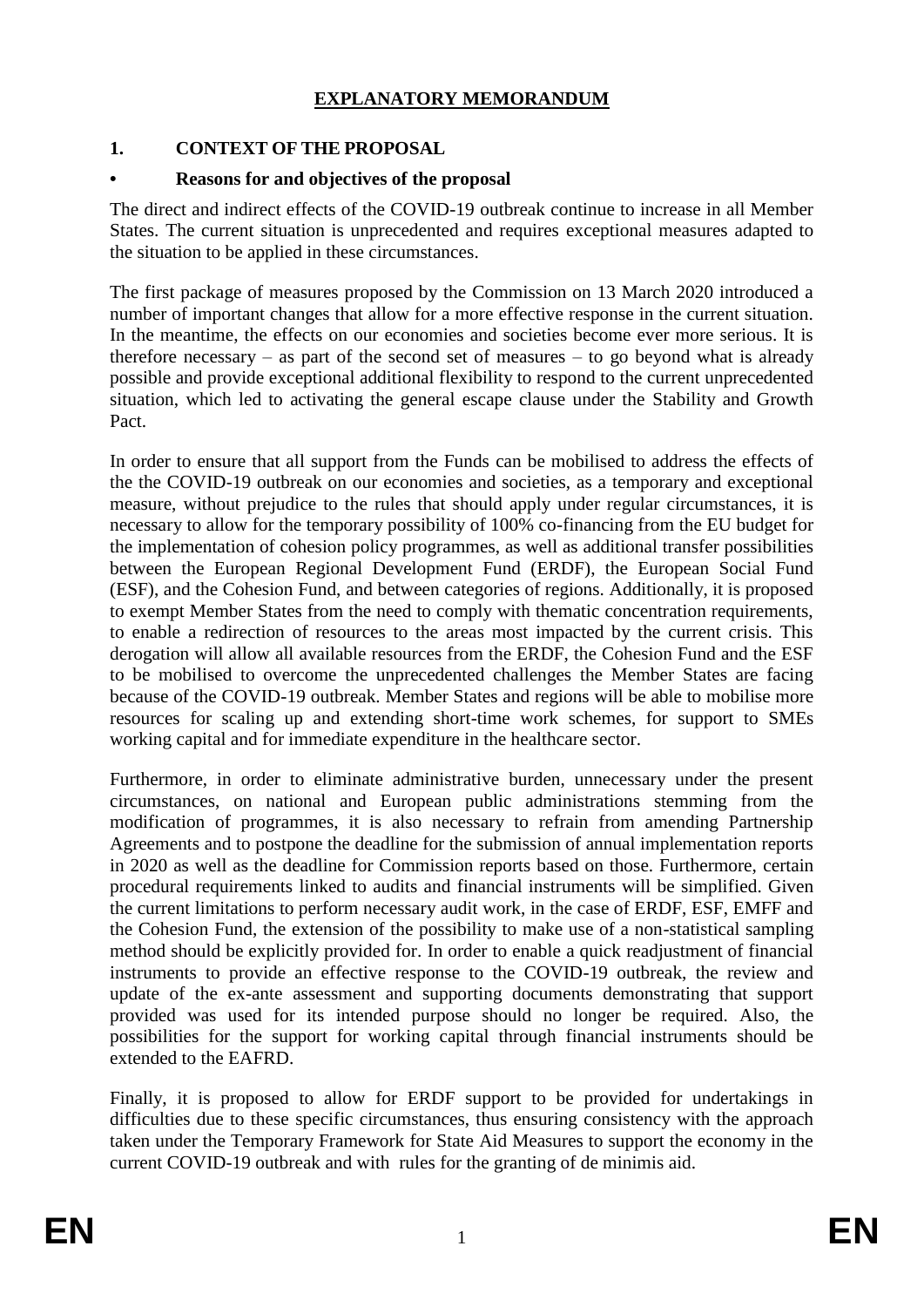# EXPLANATORY MEMORANDUM

## 1. CONTEXT OF THE PROPOSAL

### • Reasons for and objectives of the proposal

The direct and indirect effects of the COVID-19 outbreak continue to increase in all Member States. The current situation is unprecedented and requires exceptional measures adapted to the situation to be applied in these circumstances.

The first package of measures proposed by the Commission on 13 March 2020 introduced a number of important changes that allow for a more effective response in the current situation. In the meantime, the effects on our economies and societies become ever more serious. It is therefore necessary – as part of the second set of measures – to go beyond what is already possible and provide exceptional additional flexibility to respond to the current unprecedented situation, which led to activating the general escape clause under the Stability and Growth Pact.

In order to ensure that all support from the Funds can be mobilised to address the effects of the the COVID-19 outbreak on our economies and societies, as a temporary and exceptional measure, without prejudice to the rules that should apply under regular circumstances, it is necessary to allow for the temporary possibility of 100% co-financing from the EU budget for the implementation of cohesion policy programmes, as well as additional transfer possibilities between the European Regional Development Fund (ERDF), the European Social Fund (ESF), and the Cohesion Fund, and between categories of regions. Additionally, it is proposed to exempt Member States from the need to comply with thematic concentration requirements, to enable a redirection of resources to the areas most impacted by the current crisis. This derogation will allow all available resources from the ERDF, the Cohesion Fund and the ESF to be mobilised to overcome the unprecedented challenges the Member States are facing because of the COVID-19 outbreak. Member States and regions will be able to mobilise more resources for scaling up and extending short-time work schemes, for support to SMEs working capital and for immediate expenditure in the healthcare sector.

Furthermore, in order to eliminate administrative burden, unnecessary under the present circumstances, on national and European public administrations stemming from the modification of programmes, it is also necessary to refrain from amending Partnership Agreements and to postpone the deadline for the submission of annual implementation reports in 2020 as well as the deadline for Commission reports based on those. Furthermore, certain procedural requirements linked to audits and financial instruments will be simplified. Given the current limitations to perform necessary audit work, in the case of ERDF, ESF, EMFF and the Cohesion Fund, the extension of the possibility to make use of a non-statistical sampling method should be explicitly provided for. In order to enable a quick readjustment of financial instruments to provide an effective response to the COVID-19 outbreak, the review and update of the ex-ante assessment and supporting documents demonstrating that support provided was used for its intended purpose should no longer be required. Also, the possibilities for the support for working capital through financial instruments should be extended to the EAFRD.

Finally, it is proposed to allow for ERDF support to be provided for undertakings in difficulties due to these specific circumstances, thus ensuring consistency with the approach taken under the Temporary Framework for State Aid Measures to support the economy in the current COVID-19 outbreak and with rules for the granting of de minimis aid.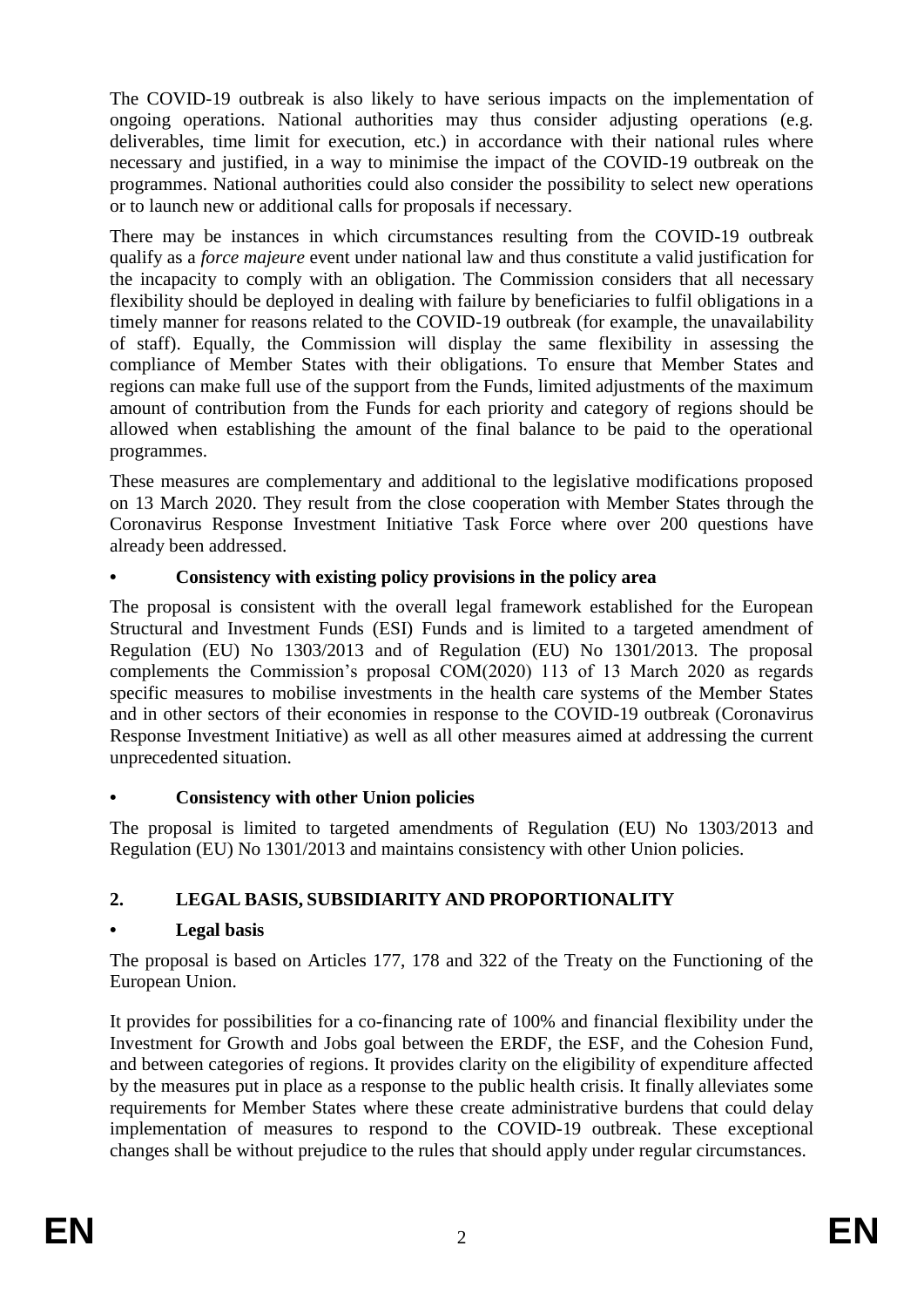The COVID-19 outbreak is also likely to have serious impacts on the implementation of ongoing operations. National authorities may thus consider adjusting operations (e.g. deliverables, time limit for execution, etc.) in accordance with their national rules where necessary and justified, in a way to minimise the impact of the COVID-19 outbreak on the programmes. National authorities could also consider the possibility to select new operations or to launch new or additional calls for proposals if necessary.

There may be instances in which circumstances resulting from the COVID-19 outbreak qualify as a *force majeure* event under national law and thus constitute a valid justification for the incapacity to comply with an obligation. The Commission considers that all necessary flexibility should be deployed in dealing with failure by beneficiaries to fulfil obligations in a timely manner for reasons related to the COVID-19 outbreak (for example, the unavailability of staff). Equally, the Commission will display the same flexibility in assessing the compliance of Member States with their obligations. To ensure that Member States and regions can make full use of the support from the Funds, limited adjustments of the maximum amount of contribution from the Funds for each priority and category of regions should be allowed when establishing the amount of the final balance to be paid to the operational programmes.

These measures are complementary and additional to the legislative modifications proposed on 13 March 2020. They result from the close cooperation with Member States through the Coronavirus Response Investment Initiative Task Force where over 200 questions have already been addressed.

- **Consistency with existing policy provisions in the policy area**

The proposal is consistent with the overall legal framework established for the European Structural and Investment Funds (ESI) Funds and is limited to a targeted amendment of Regulation (EU) No 1303/2013 and of Regulation (EU) No 1301/2013. The proposal complements the Commission's proposal COM(2020) 113 of 13 March 2020 as regards specific measures to mobilise investments in the health care systems of the Member States and in other sectors of their economies in response to the COVID-19 outbreak (Coronavirus Response Investment Initiative) as well as all other measures aimed at addressing the current unprecedented situation.

- **Consistency with other Union policies**

The proposal is limited to targeted amendments of Regulation (EU) No 1303/2013 and Regulation (EU) No 1301/2013 and maintains consistency with other Union policies.

## 2. LEGAL BASIS, SUBSIDIARITY AND PROPORTIONALITY

- **Legal basis**

The proposal is based on Articles 177, 178 and 322 of the Treaty on the Functioning of the European Union.

It provides for possibilities for a co-financing rate of 100% and financial flexibility under the Investment for Growth and Jobs goal between the ERDF, the ESF, and the Cohesion Fund, and between categories of regions. It provides clarity on the eligibility of expenditure affected by the measures put in place as a response to the public health crisis. It finally alleviates some requirements for Member States where these create administrative burdens that could delay implementation of measures to respond to the COVID-19 outbreak. These exceptional changes shall be without prejudice to the rules that should apply under regular circumstances.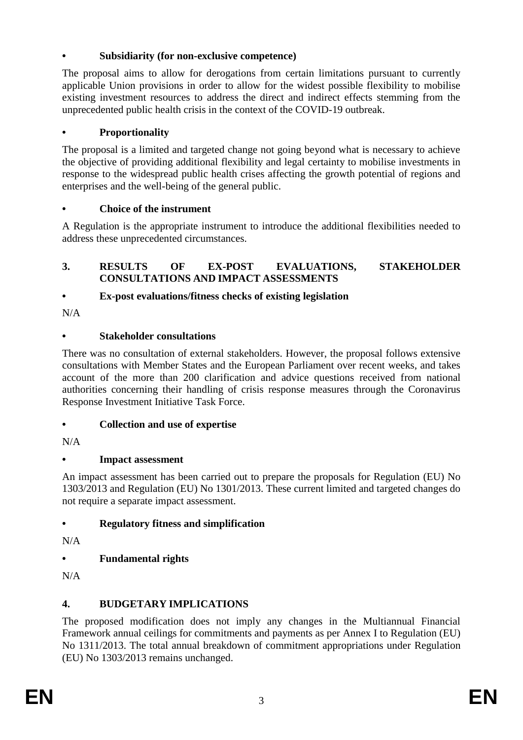- **Subsidiarity (for non-exclusive competence)**

The proposal aims to allow for derogations from certain limitations pursuant to currently applicable Union provisions in order to allow for the widest possible flexibility to mobilise existing investment resources to address the direct and indirect effects stemming from the unprecedented public health crisis in the context of the COVID-19 outbreak.

- **Proportionality**

The proposal is a limited and targeted change not going beyond what is necessary to achieve the objective of providing additional flexibility and legal certainty to mobilise investments in response to the widespread public health crises affecting the growth potential of regions and enterprises and the well-being of the general public.

- **Choice of the instrument**

A Regulation is the appropriate instrument to introduce the additional flexibilities needed to address these unprecedented circumstances.

## 3. RESULTS OF EX-POST EVALUATIONS, STAKEHOLDER CONSULTATIONS AND IMPACT ASSESSMENTS

- **Ex-post evaluations/fitness checks of existing legislation**

N/A

- **Stakeholder consultations**

There was no consultation of external stakeholders. However, the proposal follows extensive consultations with Member States and the European Parliament over recent weeks, and takes account of the more than 200 clarification and advice questions received from national authorities concerning their handling of crisis response measures through the Coronavirus Response Investment Initiative Task Force.

- **Collection and use of expertise**

N/A

- **Impact assessment**

An impact assessment has been carried out to prepare the proposals for Regulation (EU) No 1303/2013 and Regulation (EU) No 1301/2013. These current limited and targeted changes do not require a separate impact assessment.

- **Regulatory fitness and simplification**

N/A

- **Fundamental rights**

N/A

## 4. BUDGETARY IMPLICATIONS

The proposed modification does not imply any changes in the Multiannual Financial Framework annual ceilings for commitments and payments as per Annex I to Regulation (EU) No 1311/2013. The total annual breakdown of commitment appropriations under Regulation (EU) No 1303/2013 remains unchanged.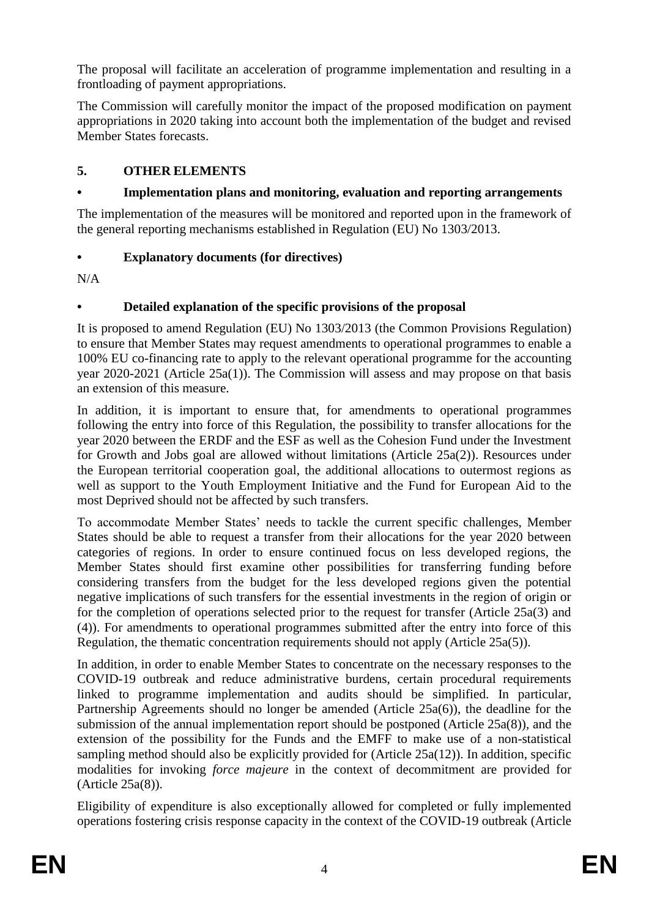The proposal will facilitate an acceleration of programme implementation and resulting in a frontloading of payment appropriations.

The Commission will carefully monitor the impact of the proposed modification on payment appropriations in 2020 taking into account both the implementation of the budget and revised Member States forecasts.

## 5. OTHER ELEMENTS

### • Implementation plans and monitoring, evaluation and reporting arrangements

The implementation of the measures will be monitored and reported upon in the framework of the general reporting mechanisms established in Regulation (EU) No 1303/2013.

### • Explanatory documents (for directives)

N/A

### • Detailed explanation of the specific provisions of the proposal

It is proposed to amend Regulation (EU) No 1303/2013 (the Common Provisions Regulation) to ensure that Member States may request amendments to operational programmes to enable a 100% EU co-financing rate to apply to the relevant operational programme for the accounting year 2020-2021 (Article 25a(1)). The Commission will assess and may propose on that basis an extension of this measure.

In addition, it is important to ensure that, for amendments to operational programmes following the entry into force of this Regulation, the possibility to transfer allocations for the year 2020 between the ERDF and the ESF as well as the Cohesion Fund under the Investment for Growth and Jobs goal are allowed without limitations (Article 25a(2)). Resources under the European territorial cooperation goal, the additional allocations to outermost regions as well as support to the Youth Employment Initiative and the Fund for European Aid to the most Deprived should not be affected by such transfers.

To accommodate Member States' needs to tackle the current specific challenges, Member States should be able to request a transfer from their allocations for the year 2020 between categories of regions. In order to ensure continued focus on less developed regions, the Member States should first examine other possibilities for transferring funding before considering transfers from the budget for the less developed regions given the potential negative implications of such transfers for the essential investments in the region of origin or for the completion of operations selected prior to the request for transfer (Article 25a(3) and (4)). For amendments to operational programmes submitted after the entry into force of this Regulation, the thematic concentration requirements should not apply (Article 25a(5)).

In addition, in order to enable Member States to concentrate on the necessary responses to the COVID-19 outbreak and reduce administrative burdens, certain procedural requirements linked to programme implementation and audits should be simplified. In particular, Partnership Agreements should no longer be amended (Article 25a(6)), the deadline for the submission of the annual implementation report should be postponed (Article 25a(8)), and the extension of the possibility for the Funds and the EMFF to make use of a non-statistical sampling method should also be explicitly provided for (Article 25a(12)). In addition, specific modalities for invoking *force majeure* in the context of decommitment are provided for (Article 25a(8)).

Eligibility of expenditure is also exceptionally allowed for completed or fully implemented operations fostering crisis response capacity in the context of the COVID-19 outbreak (Article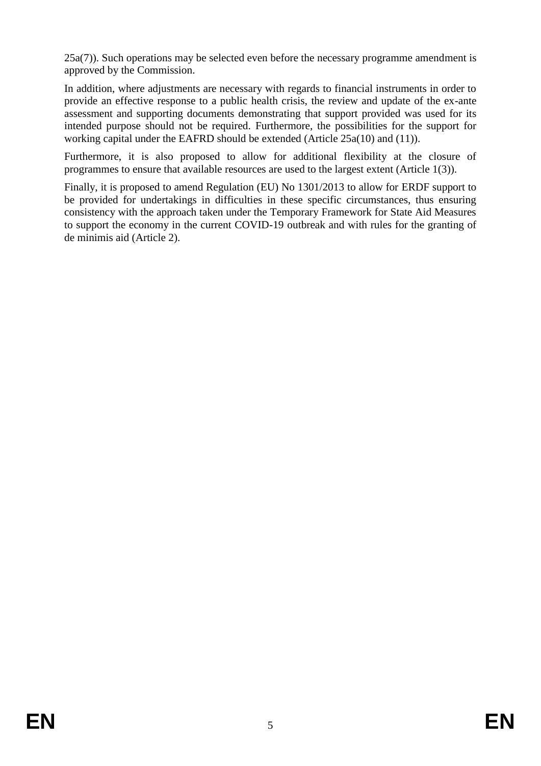25a(7)). Such operations may be selected even before the necessary programme amendment is approved by the Commission.

In addition, where adjustments are necessary with regards to financial instruments in order to provide an effective response to a public health crisis, the review and update of the ex-ante assessment and supporting documents demonstrating that support provided was used for its intended purpose should not be required. Furthermore, the possibilities for the support for working capital under the EAFRD should be extended (Article 25a(10) and (11)).

Furthermore, it is also proposed to allow for additional flexibility at the closure of programmes to ensure that available resources are used to the largest extent (Article 1(3)).

Finally, it is proposed to amend Regulation (EU) No 1301/2013 to allow for ERDF support to be provided for undertakings in difficulties in these specific circumstances, thus ensuring consistency with the approach taken under the Temporary Framework for State Aid Measures to support the economy in the current COVID-19 outbreak and with rules for the granting of de minimis aid (Article 2).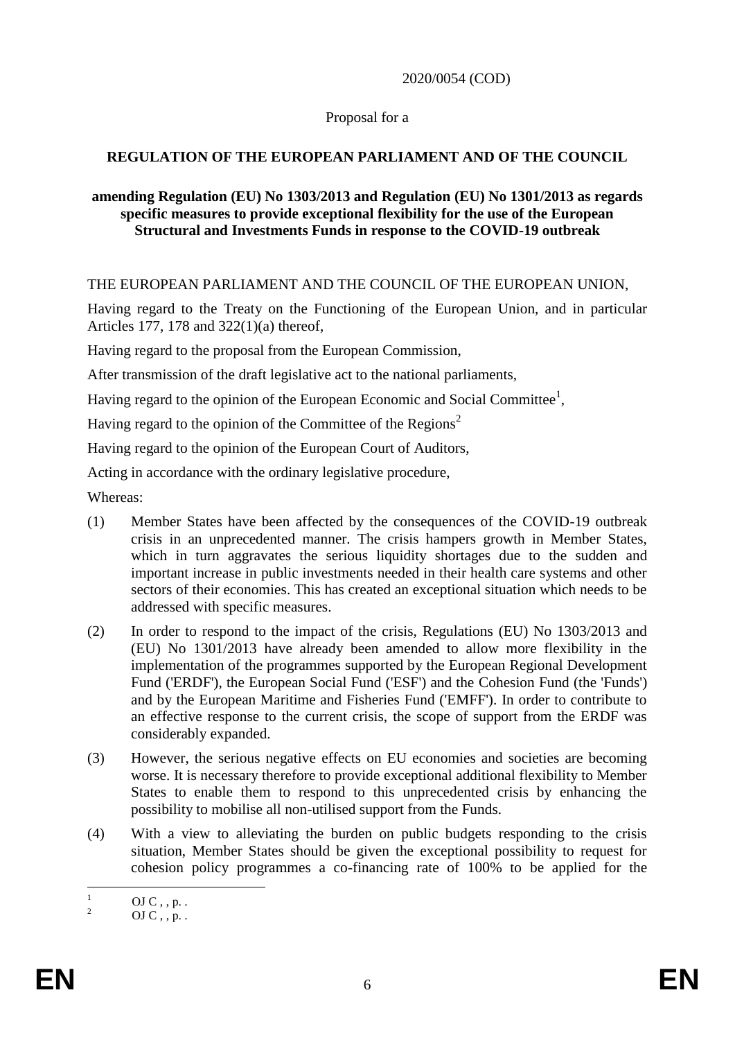2020/0054 (COD)

Proposal for a

**REGULATION OF THE EUROPEAN PARLIAMENT AND OF THE COUNCIL**

**amending Regulation (EU) No 1303/2013 and Regulation (EU) No 1301/2013 as regards specific measures to provide exceptional flexibility for the use of the European Structural and Investments Funds in response to the COVID-19 outbreak**

THE EUROPEAN PARLIAMENT AND THE COUNCIL OF THE EUROPEAN UNION,

Having regard to the Treaty on the Functioning of the European Union, and in particular Articles 177, 178 and 322(1)(a) thereof,

Having regard to the proposal from the European Commission,

After transmission of the draft legislative act to the national parliaments,

Having regard to the opinion of the European Economic and Social Committee[1],

Having regard to the opinion of the Committee of the Regions[2]

Having regard to the opinion of the European Court of Auditors,

Acting in accordance with the ordinary legislative procedure,

Whereas:

(1) Member States have been affected by the consequences of the COVID-19 outbreak crisis in an unprecedented manner. The crisis hampers growth in Member States, which in turn aggravates the serious liquidity shortages due to the sudden and important increase in public investments needed in their health care systems and other sectors of their economies. This has created an exceptional situation which needs to be addressed with specific measures.

(2) In order to respond to the impact of the crisis, Regulations (EU) No 1303/2013 and (EU) No 1301/2013 have already been amended to allow more flexibility in the implementation of the programmes supported by the European Regional Development Fund ('ERDF'), the European Social Fund ('ESF') and the Cohesion Fund (the 'Funds') and by the European Maritime and Fisheries Fund ('EMFF'). In order to contribute to an effective response to the current crisis, the scope of support from the ERDF was considerably expanded.

(3) However, the serious negative effects on EU economies and societies are becoming worse. It is necessary therefore to provide exceptional additional flexibility to Member States to enable them to respond to this unprecedented crisis by enhancing the possibility to mobilise all non-utilised support from the Funds.

(4) With a view to alleviating the burden on public budgets responding to the crisis situation, Member States should be given the exceptional possibility to request for cohesion policy programmes a co-financing rate of 100% to be applied for the

[1] OJ C , , p. .

[2] OJ C , , p. .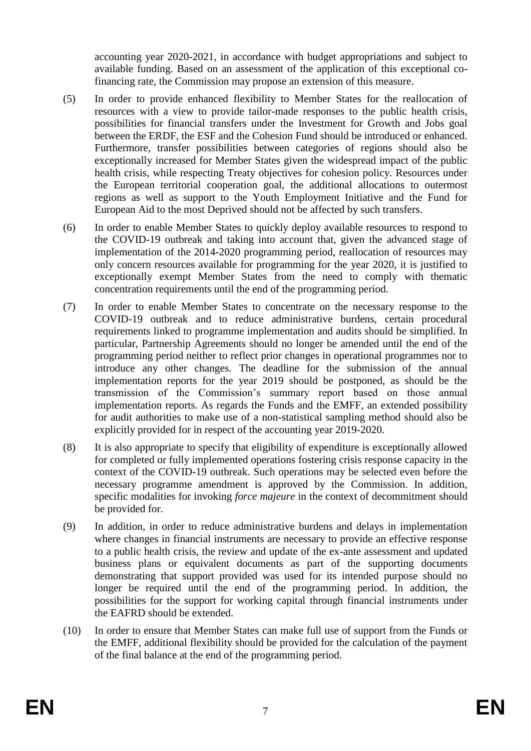accounting year 2020-2021, in accordance with budget appropriations and subject to available funding. Based on an assessment of the application of this exceptional co-financing rate, the Commission may propose an extension of this measure.

(5) In order to provide enhanced flexibility to Member States for the reallocation of resources with a view to provide tailor-made responses to the public health crisis, possibilities for financial transfers under the Investment for Growth and Jobs goal between the ERDF, the ESF and the Cohesion Fund should be introduced or enhanced. Furthermore, transfer possibilities between categories of regions should also be exceptionally increased for Member States given the widespread impact of the public health crisis, while respecting Treaty objectives for cohesion policy. Resources under the European territorial cooperation goal, the additional allocations to outermost regions as well as support to the Youth Employment Initiative and the Fund for European Aid to the most Deprived should not be affected by such transfers.

(6) In order to enable Member States to quickly deploy available resources to respond to the COVID-19 outbreak and taking into account that, given the advanced stage of implementation of the 2014-2020 programming period, reallocation of resources may only concern resources available for programming for the year 2020, it is justified to exceptionally exempt Member States from the need to comply with thematic concentration requirements until the end of the programming period.

(7) In order to enable Member States to concentrate on the necessary response to the COVID-19 outbreak and to reduce administrative burdens, certain procedural requirements linked to programme implementation and audits should be simplified. In particular, Partnership Agreements should no longer be amended until the end of the programming period neither to reflect prior changes in operational programmes nor to introduce any other changes. The deadline for the submission of the annual implementation reports for the year 2019 should be postponed, as should be the transmission of the Commission's summary report based on those annual implementation reports. As regards the Funds and the EMFF, an extended possibility for audit authorities to make use of a non-statistical sampling method should also be explicitly provided for in respect of the accounting year 2019-2020.

(8) It is also appropriate to specify that eligibility of expenditure is exceptionally allowed for completed or fully implemented operations fostering crisis response capacity in the context of the COVID-19 outbreak. Such operations may be selected even before the necessary programme amendment is approved by the Commission. In addition, specific modalities for invoking *force majeure* in the context of decommitment should be provided for.

(9) In addition, in order to reduce administrative burdens and delays in implementation where changes in financial instruments are necessary to provide an effective response to a public health crisis, the review and update of the ex-ante assessment and updated business plans or equivalent documents as part of the supporting documents demonstrating that support provided was used for its intended purpose should no longer be required until the end of the programming period. In addition, the possibilities for the support for working capital through financial instruments under the EAFRD should be extended.

(10) In order to ensure that Member States can make full use of support from the Funds or the EMFF, additional flexibility should be provided for the calculation of the payment of the final balance at the end of the programming period.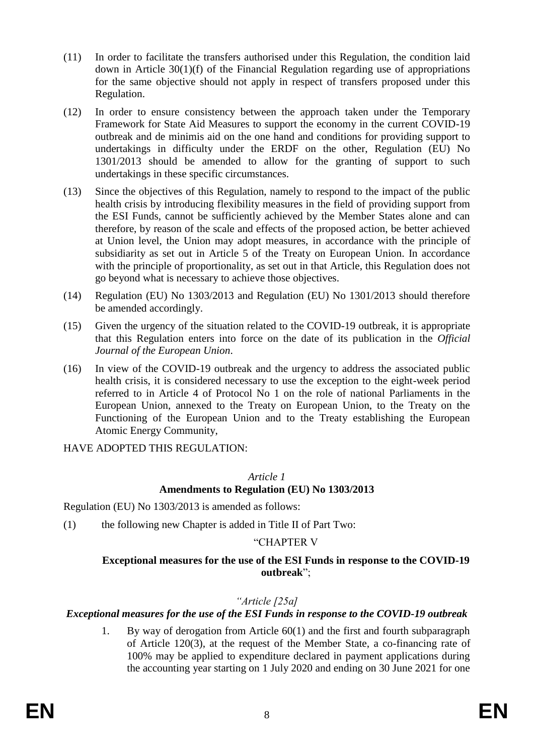(11) In order to facilitate the transfers authorised under this Regulation, the condition laid down in Article 30(1)(f) of the Financial Regulation regarding use of appropriations for the same objective should not apply in respect of transfers proposed under this Regulation.

(12) In order to ensure consistency between the approach taken under the Temporary Framework for State Aid Measures to support the economy in the current COVID-19 outbreak and de minimis aid on the one hand and conditions for providing support to undertakings in difficulty under the ERDF on the other, Regulation (EU) No 1301/2013 should be amended to allow for the granting of support to such undertakings in these specific circumstances.

(13) Since the objectives of this Regulation, namely to respond to the impact of the public health crisis by introducing flexibility measures in the field of providing support from the ESI Funds, cannot be sufficiently achieved by the Member States alone and can therefore, by reason of the scale and effects of the proposed action, be better achieved at Union level, the Union may adopt measures, in accordance with the principle of subsidiarity as set out in Article 5 of the Treaty on European Union. In accordance with the principle of proportionality, as set out in that Article, this Regulation does not go beyond what is necessary to achieve those objectives.

(14) Regulation (EU) No 1303/2013 and Regulation (EU) No 1301/2013 should therefore be amended accordingly.

(15) Given the urgency of the situation related to the COVID-19 outbreak, it is appropriate that this Regulation enters into force on the date of its publication in the *Official Journal of the European Union*.

(16) In view of the COVID-19 outbreak and the urgency to address the associated public health crisis, it is considered necessary to use the exception to the eight-week period referred to in Article 4 of Protocol No 1 on the role of national Parliaments in the European Union, annexed to the Treaty on European Union, to the Treaty on the Functioning of the European Union and to the Treaty establishing the European Atomic Energy Community,

HAVE ADOPTED THIS REGULATION:

*Article 1*

**Amendments to Regulation (EU) No 1303/2013**

Regulation (EU) No 1303/2013 is amended as follows:

(1) the following new Chapter is added in Title II of Part Two:

"CHAPTER V

**Exceptional measures for the use of the ESI Funds in response to the COVID-19 outbreak**";

*"Article [25a]*

***Exceptional measures for the use of the ESI Funds in response to the COVID-19 outbreak***

1. By way of derogation from Article 60(1) and the first and fourth subparagraph of Article 120(3), at the request of the Member State, a co-financing rate of 100% may be applied to expenditure declared in payment applications during the accounting year starting on 1 July 2020 and ending on 30 June 2021 for one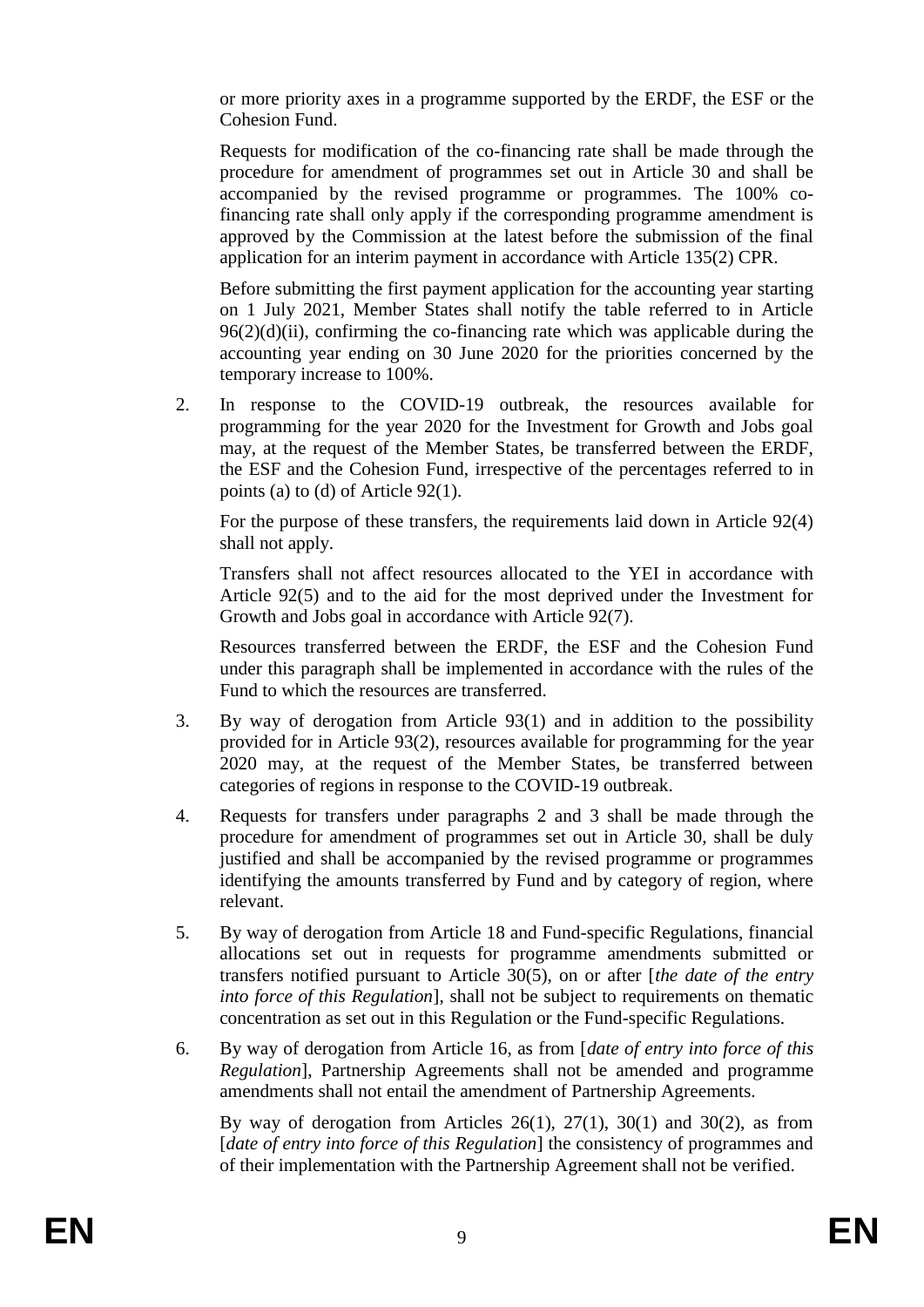or more priority axes in a programme supported by the ERDF, the ESF or the Cohesion Fund.

Requests for modification of the co-financing rate shall be made through the procedure for amendment of programmes set out in Article 30 and shall be accompanied by the revised programme or programmes. The 100% co-financing rate shall only apply if the corresponding programme amendment is approved by the Commission at the latest before the submission of the final application for an interim payment in accordance with Article 135(2) CPR.

Before submitting the first payment application for the accounting year starting on 1 July 2021, Member States shall notify the table referred to in Article 96(2)(d)(ii), confirming the co-financing rate which was applicable during the accounting year ending on 30 June 2020 for the priorities concerned by the temporary increase to 100%.

2. In response to the COVID-19 outbreak, the resources available for programming for the year 2020 for the Investment for Growth and Jobs goal may, at the request of the Member States, be transferred between the ERDF, the ESF and the Cohesion Fund, irrespective of the percentages referred to in points (a) to (d) of Article 92(1).

   For the purpose of these transfers, the requirements laid down in Article 92(4) shall not apply.

   Transfers shall not affect resources allocated to the YEI in accordance with Article 92(5) and to the aid for the most deprived under the Investment for Growth and Jobs goal in accordance with Article 92(7).

   Resources transferred between the ERDF, the ESF and the Cohesion Fund under this paragraph shall be implemented in accordance with the rules of the Fund to which the resources are transferred.

3. By way of derogation from Article 93(1) and in addition to the possibility provided for in Article 93(2), resources available for programming for the year 2020 may, at the request of the Member States, be transferred between categories of regions in response to the COVID-19 outbreak.

4. Requests for transfers under paragraphs 2 and 3 shall be made through the procedure for amendment of programmes set out in Article 30, shall be duly justified and shall be accompanied by the revised programme or programmes identifying the amounts transferred by Fund and by category of region, where relevant.

5. By way of derogation from Article 18 and Fund-specific Regulations, financial allocations set out in requests for programme amendments submitted or transfers notified pursuant to Article 30(5), on or after [*the date of the entry into force of this Regulation*], shall not be subject to requirements on thematic concentration as set out in this Regulation or the Fund-specific Regulations.

6. By way of derogation from Article 16, as from [*date of entry into force of this Regulation*], Partnership Agreements shall not be amended and programme amendments shall not entail the amendment of Partnership Agreements.

   By way of derogation from Articles 26(1), 27(1), 30(1) and 30(2), as from [*date of entry into force of this Regulation*] the consistency of programmes and of their implementation with the Partnership Agreement shall not be verified.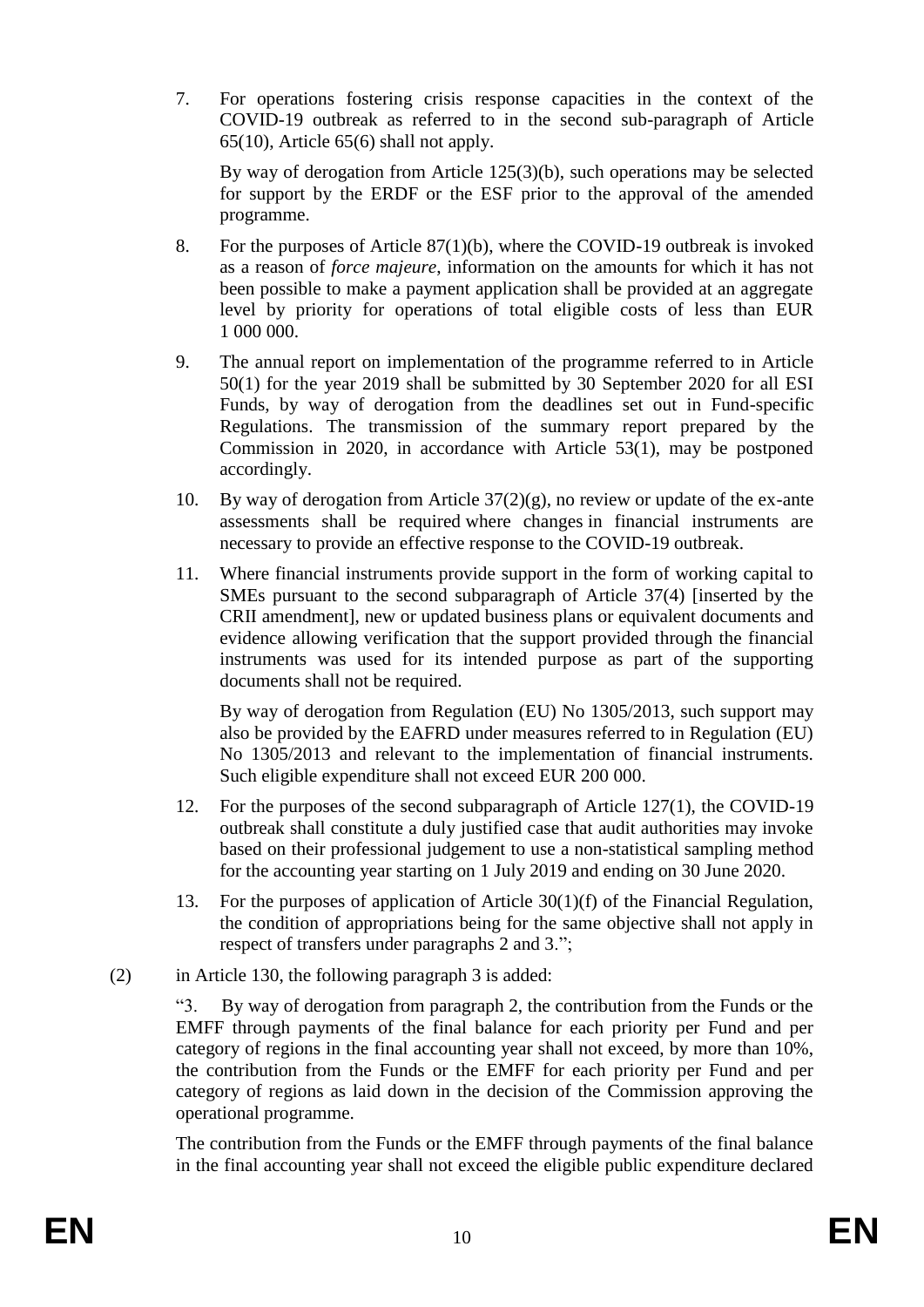7. For operations fostering crisis response capacities in the context of the COVID-19 outbreak as referred to in the second sub-paragraph of Article 65(10), Article 65(6) shall not apply.

   By way of derogation from Article 125(3)(b), such operations may be selected for support by the ERDF or the ESF prior to the approval of the amended programme.

8. For the purposes of Article 87(1)(b), where the COVID-19 outbreak is invoked as a reason of *force majeure*, information on the amounts for which it has not been possible to make a payment application shall be provided at an aggregate level by priority for operations of total eligible costs of less than EUR 1 000 000.

9. The annual report on implementation of the programme referred to in Article 50(1) for the year 2019 shall be submitted by 30 September 2020 for all ESI Funds, by way of derogation from the deadlines set out in Fund-specific Regulations. The transmission of the summary report prepared by the Commission in 2020, in accordance with Article 53(1), may be postponed accordingly.

10. By way of derogation from Article 37(2)(g), no review or update of the ex-ante assessments shall be required where changes in financial instruments are necessary to provide an effective response to the COVID-19 outbreak.

11. Where financial instruments provide support in the form of working capital to SMEs pursuant to the second subparagraph of Article 37(4) [inserted by the CRII amendment], new or updated business plans or equivalent documents and evidence allowing verification that the support provided through the financial instruments was used for its intended purpose as part of the supporting documents shall not be required.

    By way of derogation from Regulation (EU) No 1305/2013, such support may also be provided by the EAFRD under measures referred to in Regulation (EU) No 1305/2013 and relevant to the implementation of financial instruments. Such eligible expenditure shall not exceed EUR 200 000.

12. For the purposes of the second subparagraph of Article 127(1), the COVID-19 outbreak shall constitute a duly justified case that audit authorities may invoke based on their professional judgement to use a non-statistical sampling method for the accounting year starting on 1 July 2019 and ending on 30 June 2020.

13. For the purposes of application of Article 30(1)(f) of the Financial Regulation, the condition of appropriations being for the same objective shall not apply in respect of transfers under paragraphs 2 and 3.";

(2) in Article 130, the following paragraph 3 is added:

"3. By way of derogation from paragraph 2, the contribution from the Funds or the EMFF through payments of the final balance for each priority per Fund and per category of regions in the final accounting year shall not exceed, by more than 10%, the contribution from the Funds or the EMFF for each priority per Fund and per category of regions as laid down in the decision of the Commission approving the operational programme.

The contribution from the Funds or the EMFF through payments of the final balance in the final accounting year shall not exceed the eligible public expenditure declared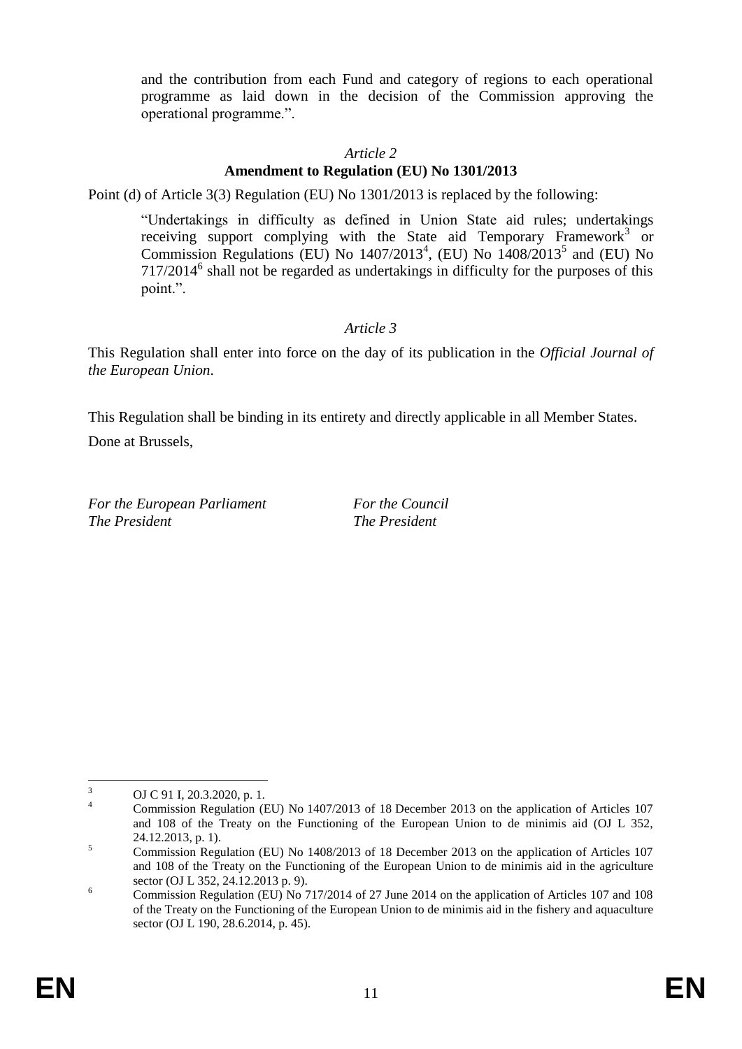and the contribution from each Fund and category of regions to each operational programme as laid down in the decision of the Commission approving the operational programme.".

*Article 2*

**Amendment to Regulation (EU) No 1301/2013**

Point (d) of Article 3(3) Regulation (EU) No 1301/2013 is replaced by the following:

"Undertakings in difficulty as defined in Union State aid rules; undertakings receiving support complying with the State aid Temporary Framework[3] or Commission Regulations (EU) No 1407/2013[4], (EU) No 1408/2013[5] and (EU) No 717/2014[6] shall not be regarded as undertakings in difficulty for the purposes of this point.".

*Article 3*

This Regulation shall enter into force on the day of its publication in the *Official Journal of the European Union*.

This Regulation shall be binding in its entirety and directly applicable in all Member States.

Done at Brussels,

*For the European Parliament*
*The President*

*For the Council*
*The President*

---

[3] OJ C 91 I, 20.3.2020, p. 1.

[4] Commission Regulation (EU) No 1407/2013 of 18 December 2013 on the application of Articles 107 and 108 of the Treaty on the Functioning of the European Union to de minimis aid (OJ L 352, 24.12.2013, p. 1).

[5] Commission Regulation (EU) No 1408/2013 of 18 December 2013 on the application of Articles 107 and 108 of the Treaty on the Functioning of the European Union to de minimis aid in the agriculture sector (OJ L 352, 24.12.2013 p. 9).

[6] Commission Regulation (EU) No 717/2014 of 27 June 2014 on the application of Articles 107 and 108 of the Treaty on the Functioning of the European Union to de minimis aid in the fishery and aquaculture sector (OJ L 190, 28.6.2014, p. 45).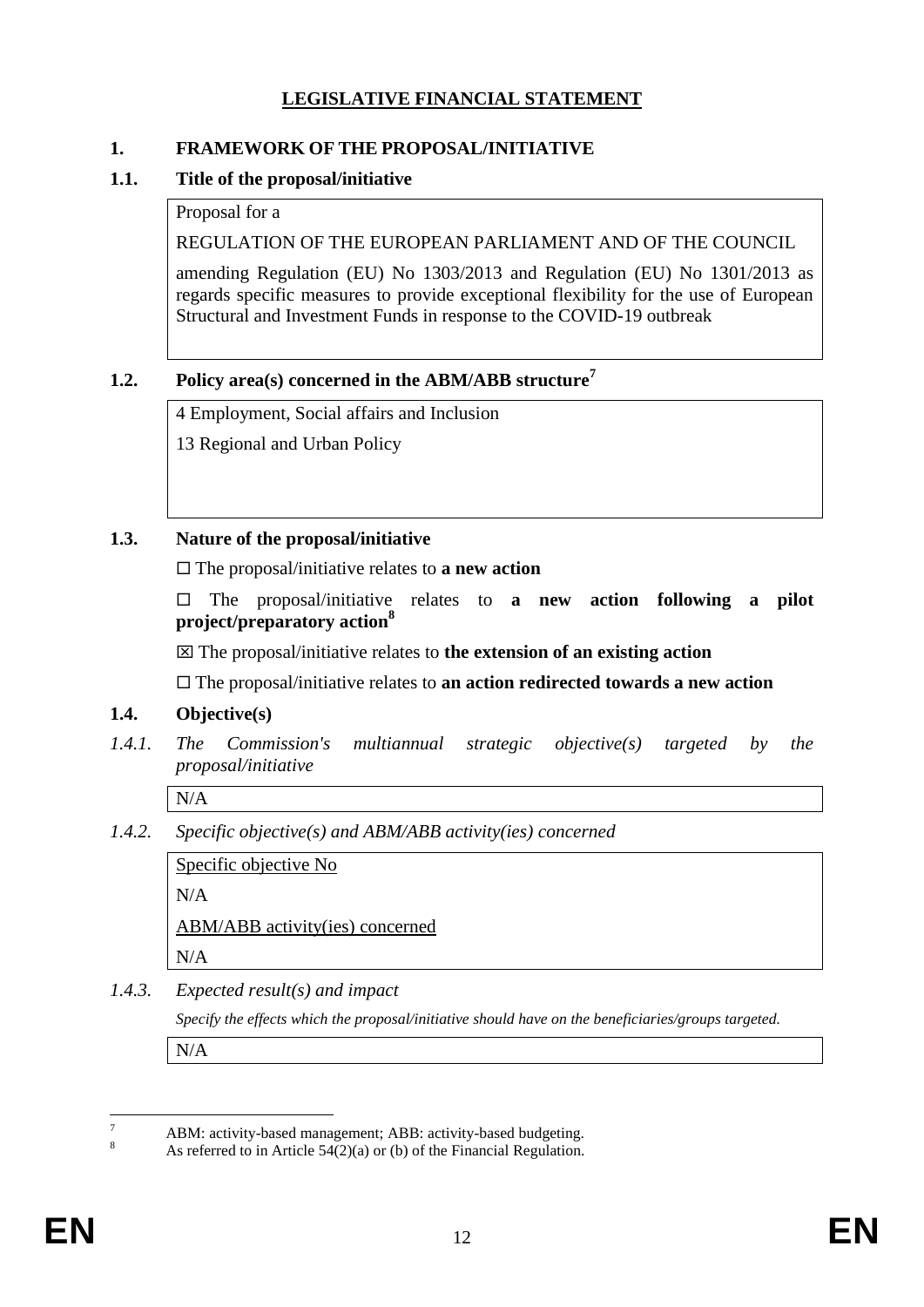# LEGISLATIVE FINANCIAL STATEMENT

## 1. FRAMEWORK OF THE PROPOSAL/INITIATIVE

### 1.1. Title of the proposal/initiative

Proposal for a

REGULATION OF THE EUROPEAN PARLIAMENT AND OF THE COUNCIL

amending Regulation (EU) No 1303/2013 and Regulation (EU) No 1301/2013 as regards specific measures to provide exceptional flexibility for the use of European Structural and Investment Funds in response to the COVID-19 outbreak

### 1.2. Policy area(s) concerned in the ABM/ABB structure[7]

4 Employment, Social affairs and Inclusion

13 Regional and Urban Policy

### 1.3. Nature of the proposal/initiative

☐ The proposal/initiative relates to **a new action**

☐ The proposal/initiative relates to **a new action following a pilot project/preparatory action**[8]

☒ The proposal/initiative relates to **the extension of an existing action**

☐ The proposal/initiative relates to **an action redirected towards a new action**

### 1.4. Objective(s)

*1.4.1. The Commission's multiannual strategic objective(s) targeted by the proposal/initiative*

N/A

*1.4.2. Specific objective(s) and ABM/ABB activity(ies) concerned*

Specific objective No

N/A

ABM/ABB activity(ies) concerned

N/A

*1.4.3. Expected result(s) and impact*

*Specify the effects which the proposal/initiative should have on the beneficiaries/groups targeted.*

N/A

---

[7] ABM: activity-based management; ABB: activity-based budgeting.

[8] As referred to in Article 54(2)(a) or (b) of the Financial Regulation.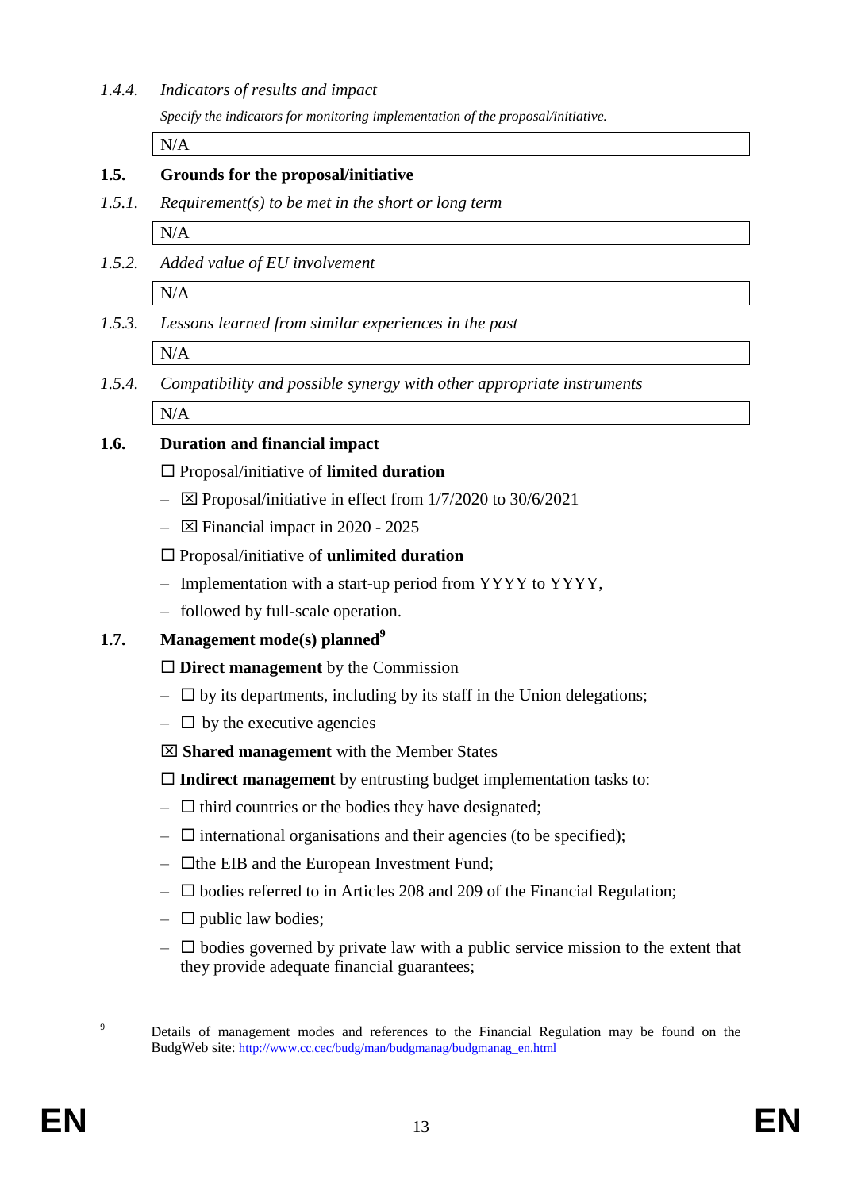### 1.4.4. *Indicators of results and impact*

*Specify the indicators for monitoring implementation of the proposal/initiative.*

| |
|---|
| N/A |

## 1.5. Grounds for the proposal/initiative

### 1.5.1. *Requirement(s) to be met in the short or long term*

| |
|---|
| N/A |

### 1.5.2. *Added value of EU involvement*

| |
|---|
| N/A |

### 1.5.3. *Lessons learned from similar experiences in the past*

| |
|---|
| N/A |

### 1.5.4. *Compatibility and possible synergy with other appropriate instruments*

| |
|---|
| N/A |

## 1.6. Duration and financial impact

☐ Proposal/initiative of **limited duration**

- ☒ Proposal/initiative in effect from 1/7/2020 to 30/6/2021
- ☒ Financial impact in 2020 - 2025

☐ Proposal/initiative of **unlimited duration**

- Implementation with a start-up period from YYYY to YYYY,
- followed by full-scale operation.

## 1.7. Management mode(s) planned[9]

☐ **Direct management** by the Commission

- ☐ by its departments, including by its staff in the Union delegations;
- ☐ by the executive agencies

☒ **Shared management** with the Member States

☐ **Indirect management** by entrusting budget implementation tasks to:

- ☐ third countries or the bodies they have designated;
- ☐ international organisations and their agencies (to be specified);
- ☐the EIB and the European Investment Fund;
- ☐ bodies referred to in Articles 208 and 209 of the Financial Regulation;
- ☐ public law bodies;
- ☐ bodies governed by private law with a public service mission to the extent that they provide adequate financial guarantees;

---

[9] Details of management modes and references to the Financial Regulation may be found on the BudgWeb site: http://www.cc.cec/budg/man/budgmanag/budgmanag_en.html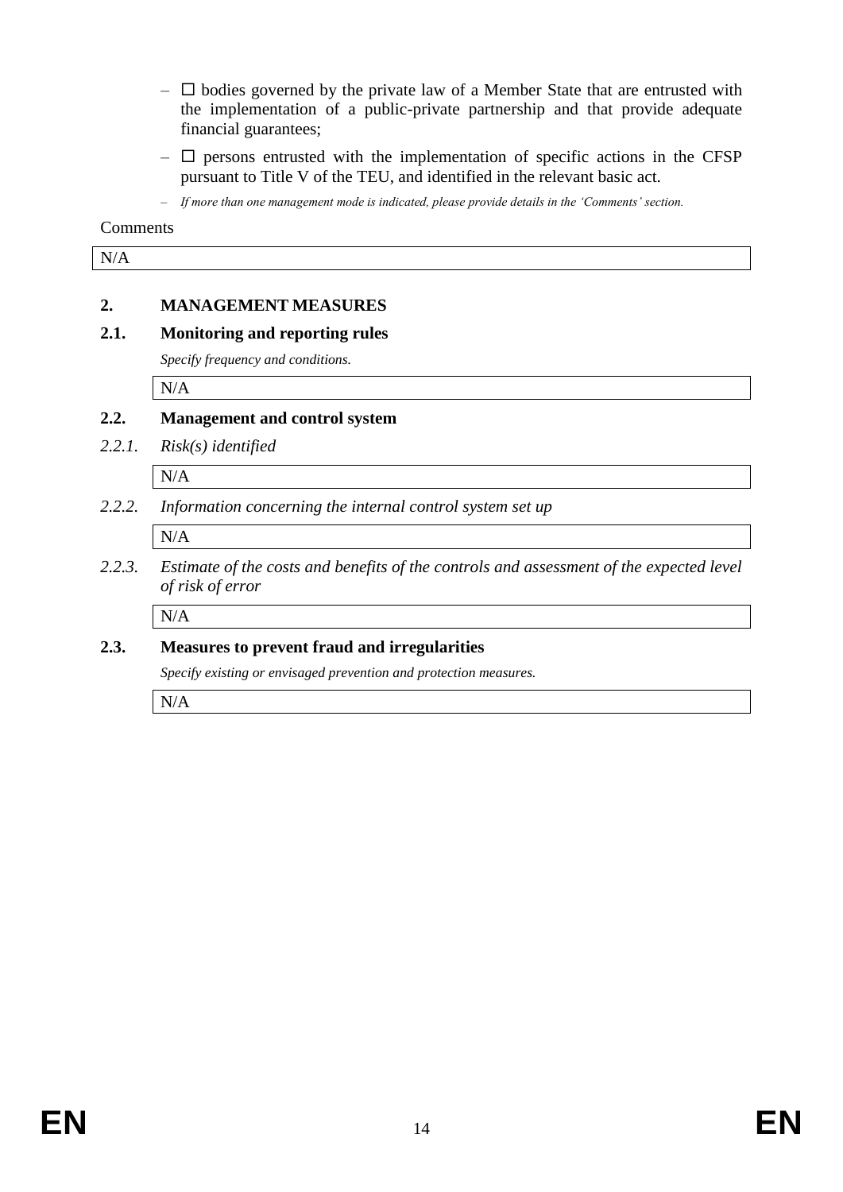- ☐ bodies governed by the private law of a Member State that are entrusted with the implementation of a public-private partnership and that provide adequate financial guarantees;
- ☐ persons entrusted with the implementation of specific actions in the CFSP pursuant to Title V of the TEU, and identified in the relevant basic act.
- *If more than one management mode is indicated, please provide details in the 'Comments' section.*

Comments

N/A

## 2. MANAGEMENT MEASURES

### 2.1. Monitoring and reporting rules

*Specify frequency and conditions.*

N/A

### 2.2. Management and control system

#### *2.2.1. Risk(s) identified*

N/A

#### *2.2.2. Information concerning the internal control system set up*

N/A

#### *2.2.3. Estimate of the costs and benefits of the controls and assessment of the expected level of risk of error*

N/A

### 2.3. Measures to prevent fraud and irregularities

*Specify existing or envisaged prevention and protection measures.*

N/A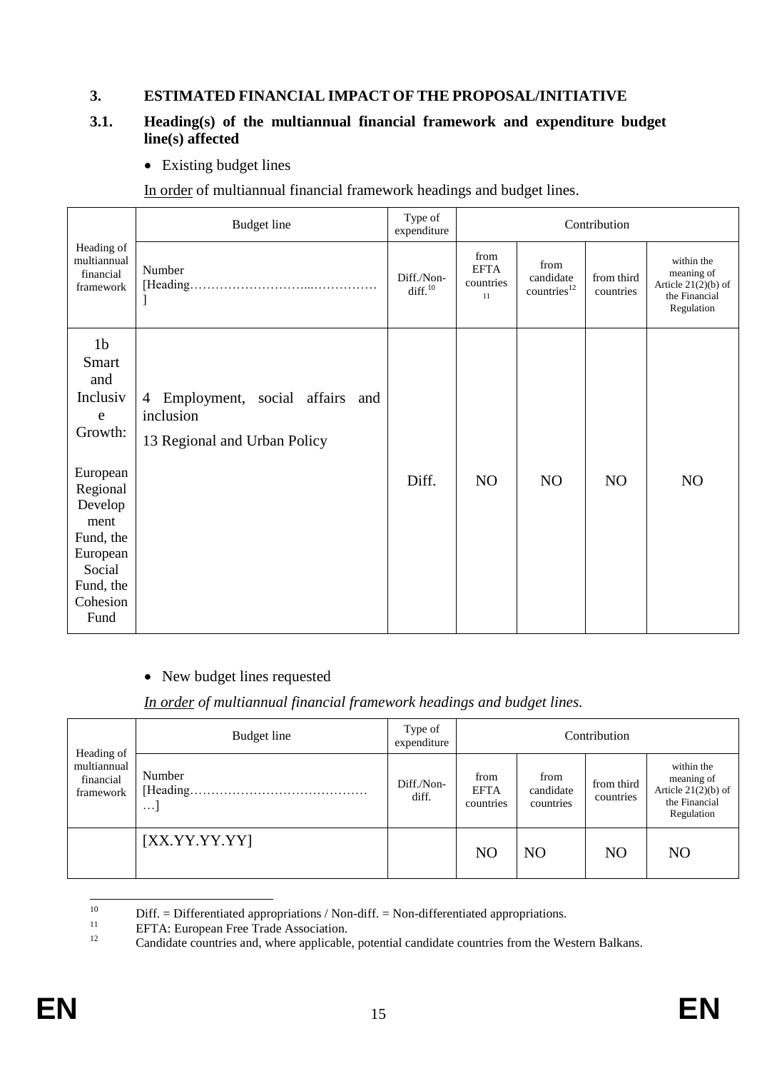## 3. ESTIMATED FINANCIAL IMPACT OF THE PROPOSAL/INITIATIVE

### 3.1. Heading(s) of the multiannual financial framework and expenditure budget line(s) affected

- Existing budget lines

<u>In order</u> of multiannual financial framework headings and budget lines.

| Heading of multiannual financial framework | Budget line | Type of expenditure | Contribution | | | |
|---|---|---|---|---|---|---|
| | Number [Heading……………………...……………] | Diff./Non-diff.[10] | from EFTA countries[11] | from candidate countries[12] | from third countries | within the meaning of Article 21(2)(b) of the Financial Regulation |
| 1b Smart and Inclusive Growth: European Regional Development Fund, the European Social Fund, the Cohesion Fund | 4 Employment, social affairs and inclusion<br>13 Regional and Urban Policy | Diff. | NO | NO | NO | NO |

- New budget lines requested

*<u>In order</u> of multiannual financial framework headings and budget lines.*

| Heading of multiannual financial framework | Budget line | Type of expenditure | Contribution | | | |
|---|---|---|---|---|---|---|
| | Number [Heading………………………………………] | Diff./Non-diff. | from EFTA countries | from candidate countries | from third countries | within the meaning of Article 21(2)(b) of the Financial Regulation |
| | [XX.YY.YY.YY] | | NO | NO | NO | NO |

[10] Diff. = Differentiated appropriations / Non-diff. = Non-differentiated appropriations.

[11] EFTA: European Free Trade Association.

[12] Candidate countries and, where applicable, potential candidate countries from the Western Balkans.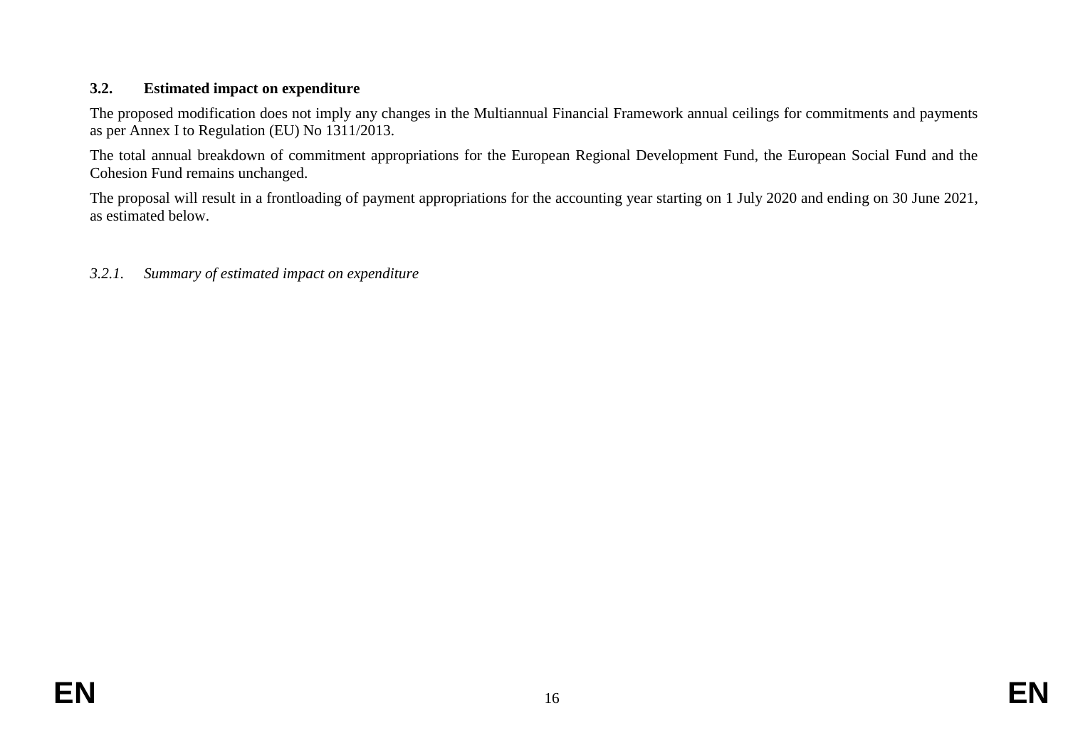### 3.2. Estimated impact on expenditure

The proposed modification does not imply any changes in the Multiannual Financial Framework annual ceilings for commitments and payments as per Annex I to Regulation (EU) No 1311/2013.

The total annual breakdown of commitment appropriations for the European Regional Development Fund, the European Social Fund and the Cohesion Fund remains unchanged.

The proposal will result in a frontloading of payment appropriations for the accounting year starting on 1 July 2020 and ending on 30 June 2021, as estimated below.

#### *3.2.1. Summary of estimated impact on expenditure*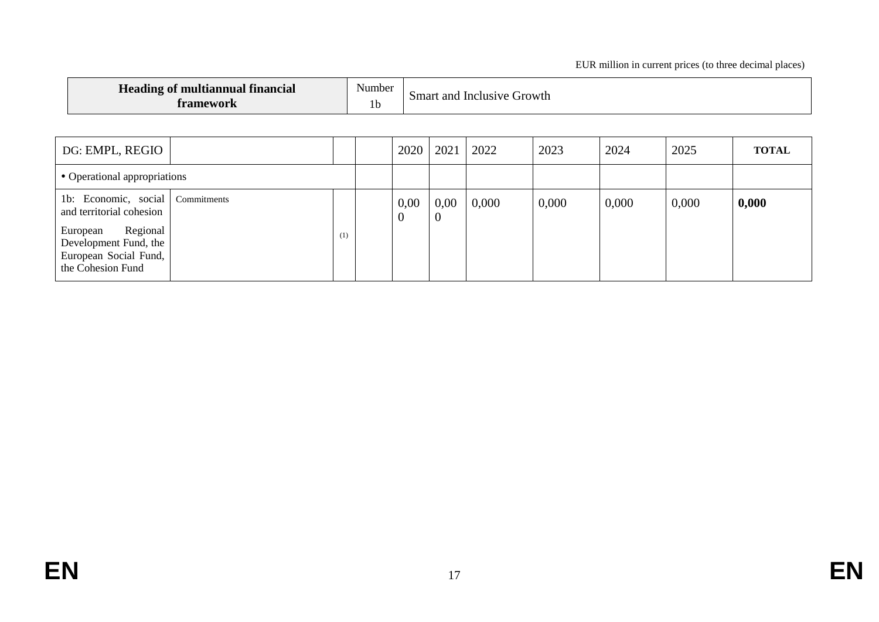EUR million in current prices (to three decimal places)

| Heading of multiannual financial framework | Number 1b | Smart and Inclusive Growth |
|---|---|---|

| DG: EMPL, REGIO | | | | 2020 | 2021 | 2022 | 2023 | 2024 | 2025 | **TOTAL** |
|---|---|---|---|---|---|---|---|---|---|---|
| • Operational appropriations | | | | | | | | | | |
| 1b: Economic, social and territorial cohesion<br><br>European Regional Development Fund, the European Social Fund, the Cohesion Fund | Commitments | (1) | | 0,000 | 0,000 | 0,000 | 0,000 | 0,000 | 0,000 | **0,000** |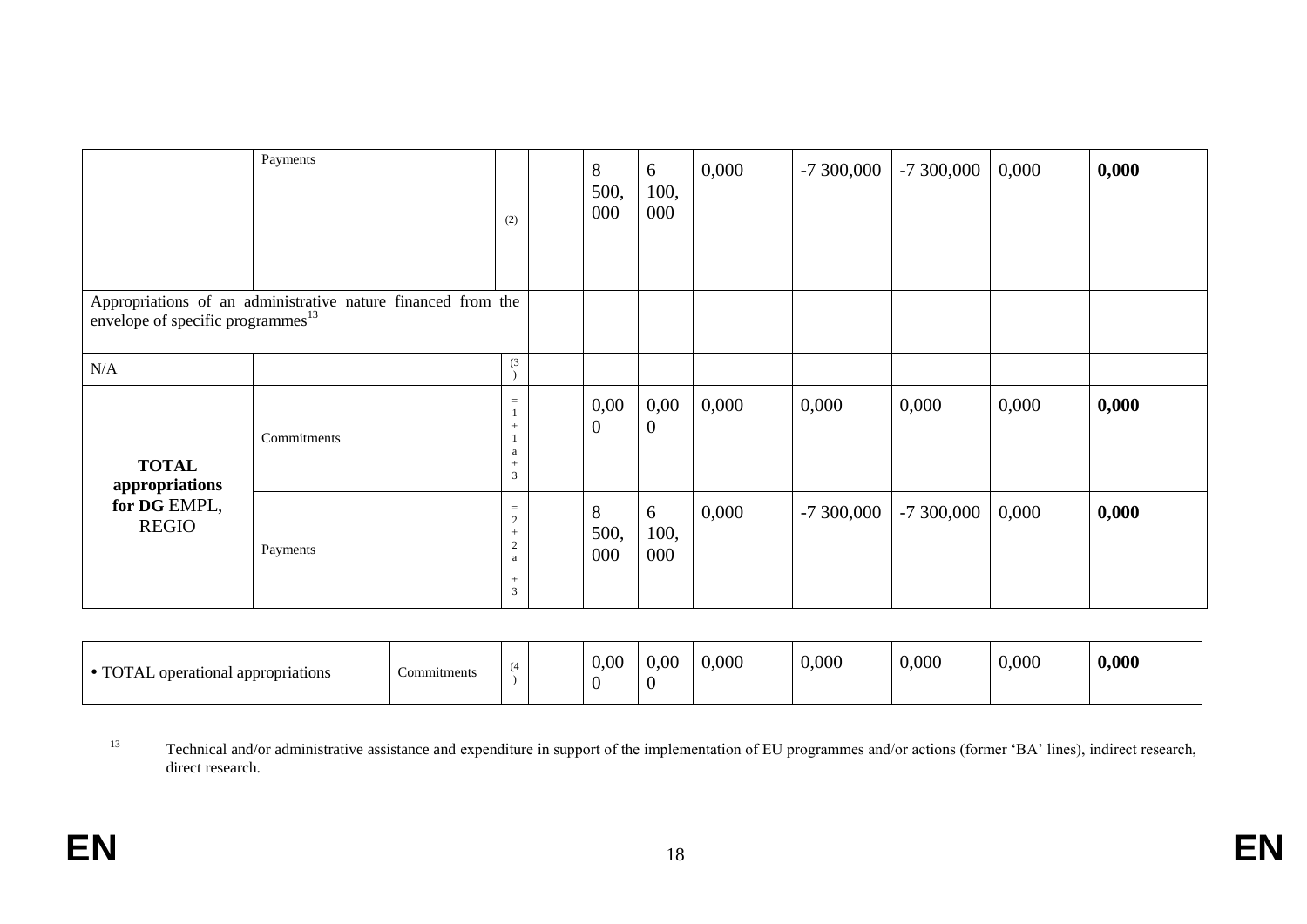| | | | | | | | | | | |
|---|---|---|---|---|---|---|---|---|---|---|
| | Payments | (2) | | 8 500,000 | 6 100,000 | 0,000 | -7 300,000 | -7 300,000 | 0,000 | **0,000** |
| Appropriations of an administrative nature financed from the envelope of specific programmes[13] | | | | | | | | | | |
| N/A | | (3) | | | | | | | | |
| **TOTAL appropriations for DG** EMPL, REGIO | Commitments | =1+1a+3 | | 0,000 | 0,000 | 0,000 | 0,000 | 0,000 | 0,000 | **0,000** |
| | Payments | =2+2a+3 | | 8 500,000 | 6 100,000 | 0,000 | -7 300,000 | -7 300,000 | 0,000 | **0,000** |

| | | | | | | | | | | |
|---|---|---|---|---|---|---|---|---|---|---|
| • TOTAL operational appropriations | Commitments | (4) | | 0,000 | 0,000 | 0,000 | 0,000 | 0,000 | 0,000 | **0,000** |

[13] Technical and/or administrative assistance and expenditure in support of the implementation of EU programmes and/or actions (former 'BA' lines), indirect research, direct research.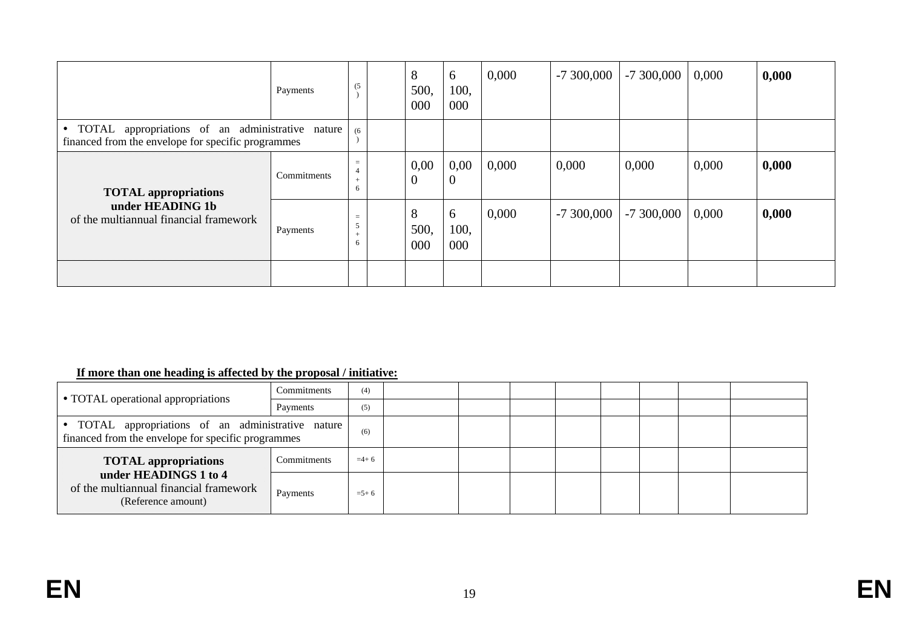| | | | | | | | | | | |
|---|---|---|---|---|---|---|---|---|---|---|
| | Payments | (5) | | 8 500,000 | 6 100,000 | 0,000 | -7 300,000 | -7 300,000 | 0,000 | **0,000** |
| • TOTAL appropriations of an administrative nature financed from the envelope for specific programmes | | (6) | | | | | | | | |
| **TOTAL appropriations under HEADING 1b** of the multiannual financial framework | Commitments | =4+6 | | 0,000 | 0,000 | 0,000 | 0,000 | 0,000 | 0,000 | **0,000** |
| | Payments | =5+6 | | 8 500,000 | 6 100,000 | 0,000 | -7 300,000 | -7 300,000 | 0,000 | **0,000** |
| | | | | | | | | | | |

**If more than one heading is affected by the proposal / initiative:**

| | | | | | | | | | | |
|---|---|---|---|---|---|---|---|---|---|---|
| • TOTAL operational appropriations | Commitments | (4) | | | | | | | | |
| | Payments | (5) | | | | | | | | |
| • TOTAL appropriations of an administrative nature financed from the envelope for specific programmes | | (6) | | | | | | | | |
| **TOTAL appropriations under HEADINGS 1 to 4** of the multiannual financial framework (Reference amount) | Commitments | =4+ 6 | | | | | | | | |
| | Payments | =5+ 6 | | | | | | | | |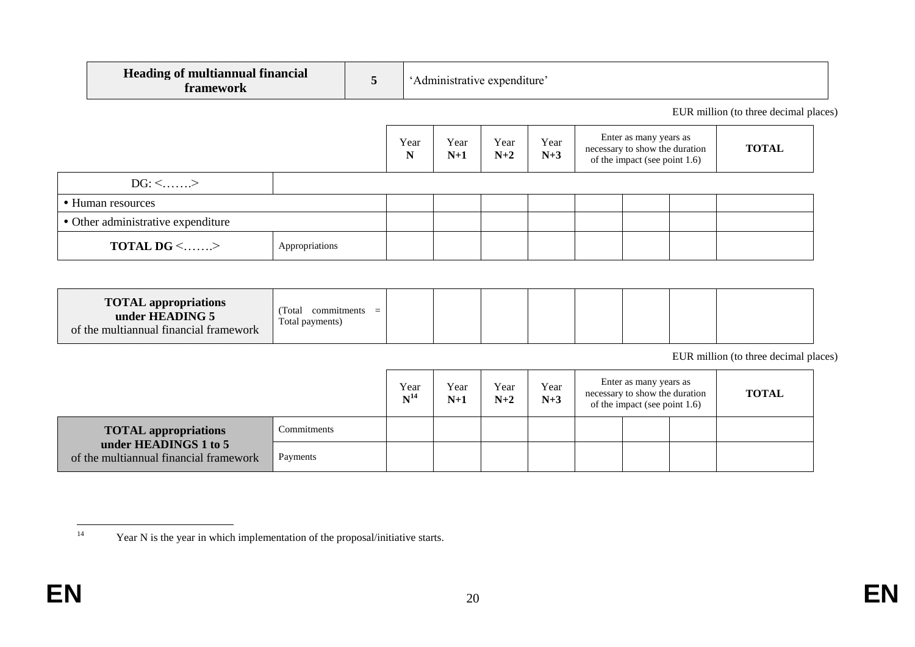| Heading of multiannual financial framework | 5 | 'Administrative expenditure' |
|---|---|---|

EUR million (to three decimal places)

| | | Year **N** | Year **N+1** | Year **N+2** | Year **N+3** | Enter as many years as necessary to show the duration of the impact (see point 1.6) | | | **TOTAL** |
|---|---|---|---|---|---|---|---|---|---|
| DG: <…….> | | | | | | | | | |
| • Human resources | | | | | | | | | |
| • Other administrative expenditure | | | | | | | | | |
| **TOTAL DG** <…….> | Appropriations | | | | | | | | |

| | | | | | | | | | |
|---|---|---|---|---|---|---|---|---|---|
| **TOTAL appropriations under HEADING 5** of the multiannual financial framework | (Total commitments = Total payments) | | | | | | | | |

EUR million (to three decimal places)

| | | Year **N**[14] | Year **N+1** | Year **N+2** | Year **N+3** | Enter as many years as necessary to show the duration of the impact (see point 1.6) | | | **TOTAL** |
|---|---|---|---|---|---|---|---|---|---|
| **TOTAL appropriations under HEADINGS 1 to 5** of the multiannual financial framework | Commitments | | | | | | | | |
| | Payments | | | | | | | | |

[14] Year N is the year in which implementation of the proposal/initiative starts.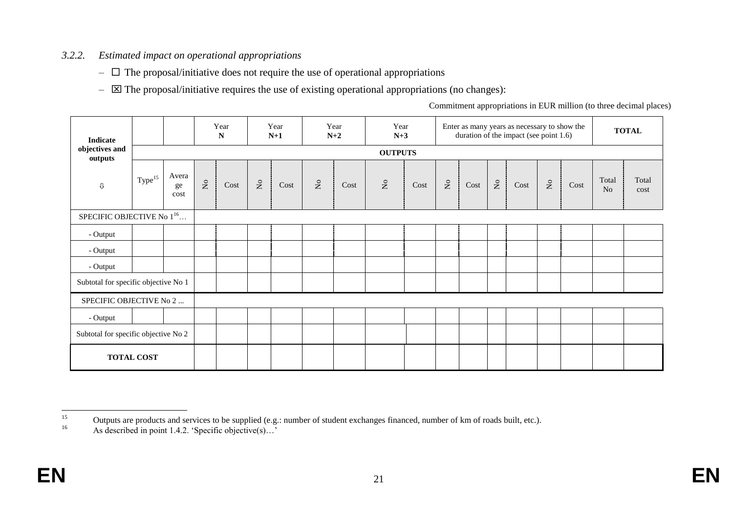*3.2.2. Estimated impact on operational appropriations*

– ☐ The proposal/initiative does not require the use of operational appropriations

– ☒ The proposal/initiative requires the use of existing operational appropriations (no changes):

Commitment appropriations in EUR million (to three decimal places)

| Indicate objectives and outputs ⇩ | | | Year N | | Year N+1 | | Year N+2 | | Year N+3 | | Enter as many years as necessary to show the duration of the impact (see point 1.6) | | | | | | TOTAL | |
|---|---|---|---|---|---|---|---|---|---|---|---|---|---|---|---|---|---|---|
| | OUTPUTS | | | | | | | | | | | | | | | | | |
| | Type[15] | Average cost | No | Cost | No | Cost | No | Cost | No | Cost | No | Cost | No | Cost | No | Cost | Total No | Total cost |
| SPECIFIC OBJECTIVE No 1[16]… | | | | | | | | | | | | | | | | | | |
| - Output | | | | | | | | | | | | | | | | | | |
| - Output | | | | | | | | | | | | | | | | | | |
| - Output | | | | | | | | | | | | | | | | | | |
| Subtotal for specific objective No 1 | | | | | | | | | | | | | | | | | | |
| SPECIFIC OBJECTIVE No 2 ... | | | | | | | | | | | | | | | | | | |
| - Output | | | | | | | | | | | | | | | | | | |
| Subtotal for specific objective No 2 | | | | | | | | | | | | | | | | | | |
| TOTAL COST | | | | | | | | | | | | | | | | | | |

[15] Outputs are products and services to be supplied (e.g.: number of student exchanges financed, number of km of roads built, etc.).

[16] As described in point 1.4.2. 'Specific objective(s)…'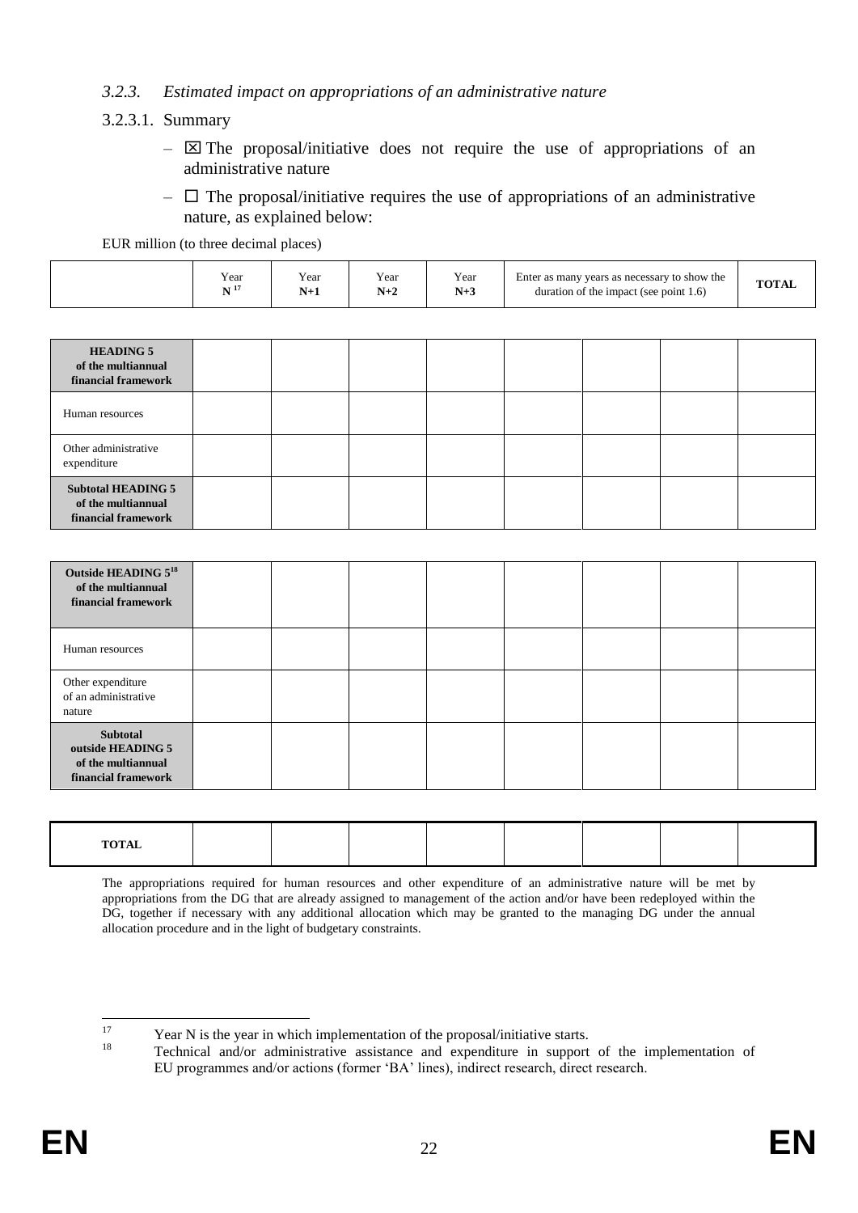### 3.2.3. *Estimated impact on appropriations of an administrative nature*

#### 3.2.3.1. Summary

- ☒ The proposal/initiative does not require the use of appropriations of an administrative nature
- ☐ The proposal/initiative requires the use of appropriations of an administrative nature, as explained below:

EUR million (to three decimal places)

| | Year N[17] | Year N+1 | Year N+2 | Year N+3 | Enter as many years as necessary to show the duration of the impact (see point 1.6) | | | TOTAL |
|---|---|---|---|---|---|---|---|---|
| **HEADING 5 of the multiannual financial framework** | | | | | | | | |
| Human resources | | | | | | | | |
| Other administrative expenditure | | | | | | | | |
| **Subtotal HEADING 5 of the multiannual financial framework** | | | | | | | | |
| **Outside HEADING 5[18] of the multiannual financial framework** | | | | | | | | |
| Human resources | | | | | | | | |
| Other expenditure of an administrative nature | | | | | | | | |
| **Subtotal outside HEADING 5 of the multiannual financial framework** | | | | | | | | |
| **TOTAL** | | | | | | | | |

The appropriations required for human resources and other expenditure of an administrative nature will be met by appropriations from the DG that are already assigned to management of the action and/or have been redeployed within the DG, together if necessary with any additional allocation which may be granted to the managing DG under the annual allocation procedure and in the light of budgetary constraints.

---

[17] Year N is the year in which implementation of the proposal/initiative starts.

[18] Technical and/or administrative assistance and expenditure in support of the implementation of EU programmes and/or actions (former 'BA' lines), indirect research, direct research.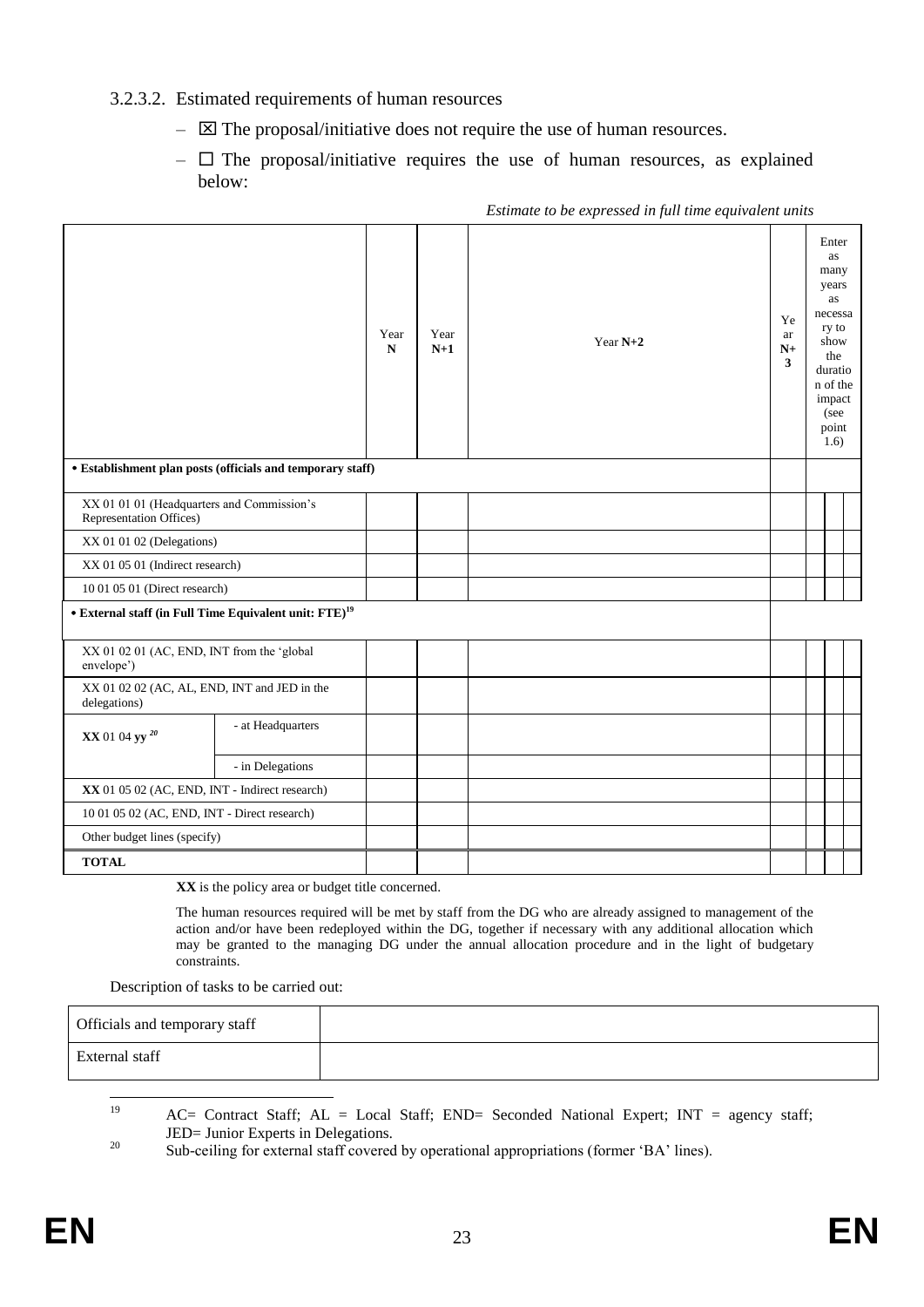### 3.2.3.2. Estimated requirements of human resources

- ☒ The proposal/initiative does not require the use of human resources.
- ☐ The proposal/initiative requires the use of human resources, as explained below:

*Estimate to be expressed in full time equivalent units*

| | | Year **N** | Year **N+1** | Year **N+2** | Year **N+3** | Enter as many years as necessary to show the duration of the impact (see point 1.6) | | |
|---|---|---|---|---|---|---|---|---|
| **• Establishment plan posts (officials and temporary staff)** | | | | | | | | |
| XX 01 01 01 (Headquarters and Commission's Representation Offices) | | | | | | | | |
| XX 01 01 02 (Delegations) | | | | | | | | |
| XX 01 05 01 (Indirect research) | | | | | | | | |
| 10 01 05 01 (Direct research) | | | | | | | | |
| **• External staff (in Full Time Equivalent unit: FTE)**[19] | | | | | | | | |
| XX 01 02 01 (AC, END, INT from the 'global envelope') | | | | | | | | |
| XX 01 02 02 (AC, AL, END, INT and JED in the delegations) | | | | | | | | |
| **XX** 01 04 **yy** [20] | - at Headquarters | | | | | | | |
| | - in Delegations | | | | | | | |
| **XX** 01 05 02 (AC, END, INT - Indirect research) | | | | | | | | |
| 10 01 05 02 (AC, END, INT - Direct research) | | | | | | | | |
| Other budget lines (specify) | | | | | | | | |
| **TOTAL** | | | | | | | | |

**XX** is the policy area or budget title concerned.

The human resources required will be met by staff from the DG who are already assigned to management of the action and/or have been redeployed within the DG, together if necessary with any additional allocation which may be granted to the managing DG under the annual allocation procedure and in the light of budgetary constraints.

Description of tasks to be carried out:

| | |
|---|---|
| Officials and temporary staff | |
| External staff | |

[19] AC= Contract Staff; AL = Local Staff; END= Seconded National Expert; INT = agency staff; JED= Junior Experts in Delegations.

[20] Sub-ceiling for external staff covered by operational appropriations (former 'BA' lines).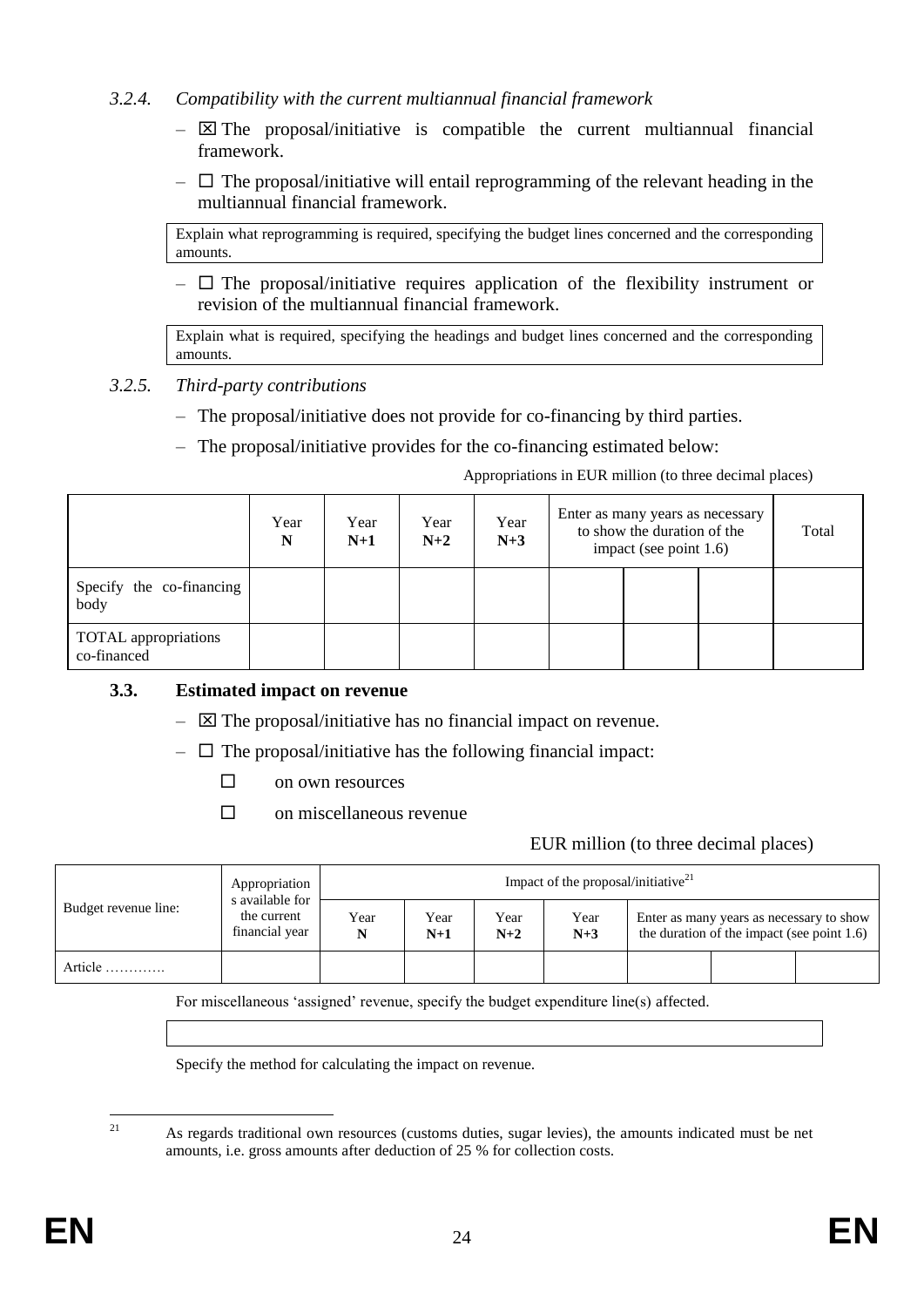#### 3.2.4. *Compatibility with the current multiannual financial framework*

- ☒ The proposal/initiative is compatible the current multiannual financial framework.
- ☐ The proposal/initiative will entail reprogramming of the relevant heading in the multiannual financial framework.

Explain what reprogramming is required, specifying the budget lines concerned and the corresponding amounts.

- ☐ The proposal/initiative requires application of the flexibility instrument or revision of the multiannual financial framework.

Explain what is required, specifying the headings and budget lines concerned and the corresponding amounts.

#### 3.2.5. *Third-party contributions*

- The proposal/initiative does not provide for co-financing by third parties.
- The proposal/initiative provides for the co-financing estimated below:

Appropriations in EUR million (to three decimal places)

| | Year **N** | Year **N+1** | Year **N+2** | Year **N+3** | Enter as many years as necessary to show the duration of the impact (see point 1.6) | | | Total |
|---|---|---|---|---|---|---|---|---|
| Specify the co-financing body | | | | | | | | |
| TOTAL appropriations co-financed | | | | | | | | |

### 3.3. Estimated impact on revenue

- ☒ The proposal/initiative has no financial impact on revenue.
- ☐ The proposal/initiative has the following financial impact:
  - ☐ on own resources
  - ☐ on miscellaneous revenue

EUR million (to three decimal places)

| Budget revenue line: | Appropriations available for the current financial year | Impact of the proposal/initiative[21] | | | | | | |
|---|---|---|---|---|---|---|---|---|
| | | Year **N** | Year **N+1** | Year **N+2** | Year **N+3** | Enter as many years as necessary to show the duration of the impact (see point 1.6) | | |
| Article …………. | | | | | | | | |

For miscellaneous 'assigned' revenue, specify the budget expenditure line(s) affected.

Specify the method for calculating the impact on revenue.

[21] As regards traditional own resources (customs duties, sugar levies), the amounts indicated must be net amounts, i.e. gross amounts after deduction of 25 % for collection costs.